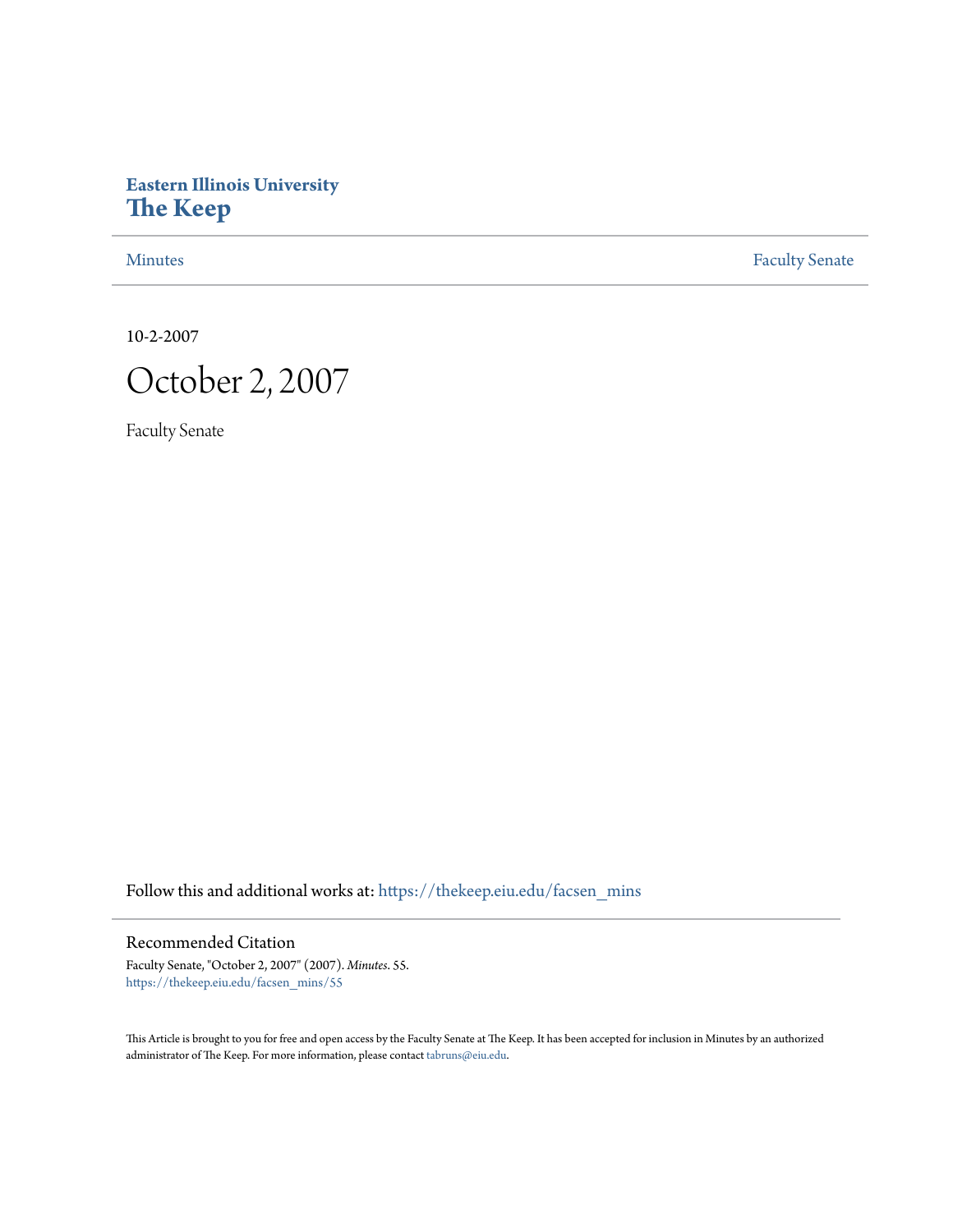**Eastern Illinois University**
# The Keep

Minutes | Faculty Senate

10-2-2007

# October 2, 2007

Faculty Senate

Follow this and additional works at: https://thekeep.eiu.edu/facsen_mins

## Recommended Citation

Faculty Senate, "October 2, 2007" (2007). *Minutes*. 55.
https://thekeep.eiu.edu/facsen_mins/55

This Article is brought to you for free and open access by the Faculty Senate at The Keep. It has been accepted for inclusion in Minutes by an authorized administrator of The Keep. For more information, please contact tabruns@eiu.edu.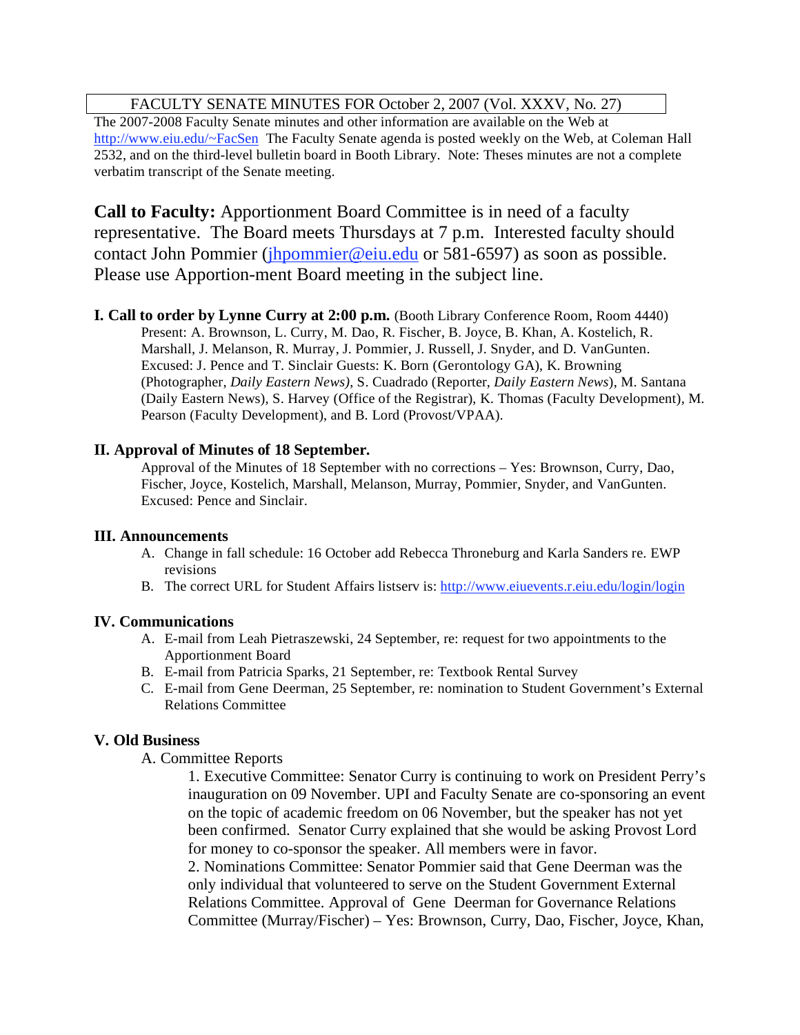FACULTY SENATE MINUTES FOR October 2, 2007 (Vol. XXXV, No. 27)

The 2007-2008 Faculty Senate minutes and other information are available on the Web at http://www.eiu.edu/~FacSen The Faculty Senate agenda is posted weekly on the Web, at Coleman Hall 2532, and on the third-level bulletin board in Booth Library. Note: Theses minutes are not a complete verbatim transcript of the Senate meeting.

**Call to Faculty:** Apportionment Board Committee is in need of a faculty representative. The Board meets Thursdays at 7 p.m. Interested faculty should contact John Pommier (jhpommier@eiu.edu or 581-6597) as soon as possible. Please use Apportion-ment Board meeting in the subject line.

**I. Call to order by Lynne Curry at 2:00 p.m.** (Booth Library Conference Room, Room 4440)

Present: A. Brownson, L. Curry, M. Dao, R. Fischer, B. Joyce, B. Khan, A. Kostelich, R. Marshall, J. Melanson, R. Murray, J. Pommier, J. Russell, J. Snyder, and D. VanGunten. Excused: J. Pence and T. Sinclair Guests: K. Born (Gerontology GA), K. Browning (Photographer, *Daily Eastern News)*, S. Cuadrado (Reporter, *Daily Eastern News*), M. Santana (Daily Eastern News), S. Harvey (Office of the Registrar), K. Thomas (Faculty Development), M. Pearson (Faculty Development), and B. Lord (Provost/VPAA).

**II. Approval of Minutes of 18 September.**

Approval of the Minutes of 18 September with no corrections – Yes: Brownson, Curry, Dao, Fischer, Joyce, Kostelich, Marshall, Melanson, Murray, Pommier, Snyder, and VanGunten. Excused: Pence and Sinclair.

**III. Announcements**

A. Change in fall schedule: 16 October add Rebecca Throneburg and Karla Sanders re. EWP revisions

B. The correct URL for Student Affairs listserv is: http://www.eiuevents.r.eiu.edu/login/login

**IV. Communications**

A. E-mail from Leah Pietraszewski, 24 September, re: request for two appointments to the Apportionment Board

B. E-mail from Patricia Sparks, 21 September, re: Textbook Rental Survey

C. E-mail from Gene Deerman, 25 September, re: nomination to Student Government's External Relations Committee

**V. Old Business**

A. Committee Reports

1. Executive Committee: Senator Curry is continuing to work on President Perry's inauguration on 09 November. UPI and Faculty Senate are co-sponsoring an event on the topic of academic freedom on 06 November, but the speaker has not yet been confirmed. Senator Curry explained that she would be asking Provost Lord for money to co-sponsor the speaker. All members were in favor.

2. Nominations Committee: Senator Pommier said that Gene Deerman was the only individual that volunteered to serve on the Student Government External Relations Committee. Approval of Gene Deerman for Governance Relations Committee (Murray/Fischer) – Yes: Brownson, Curry, Dao, Fischer, Joyce, Khan,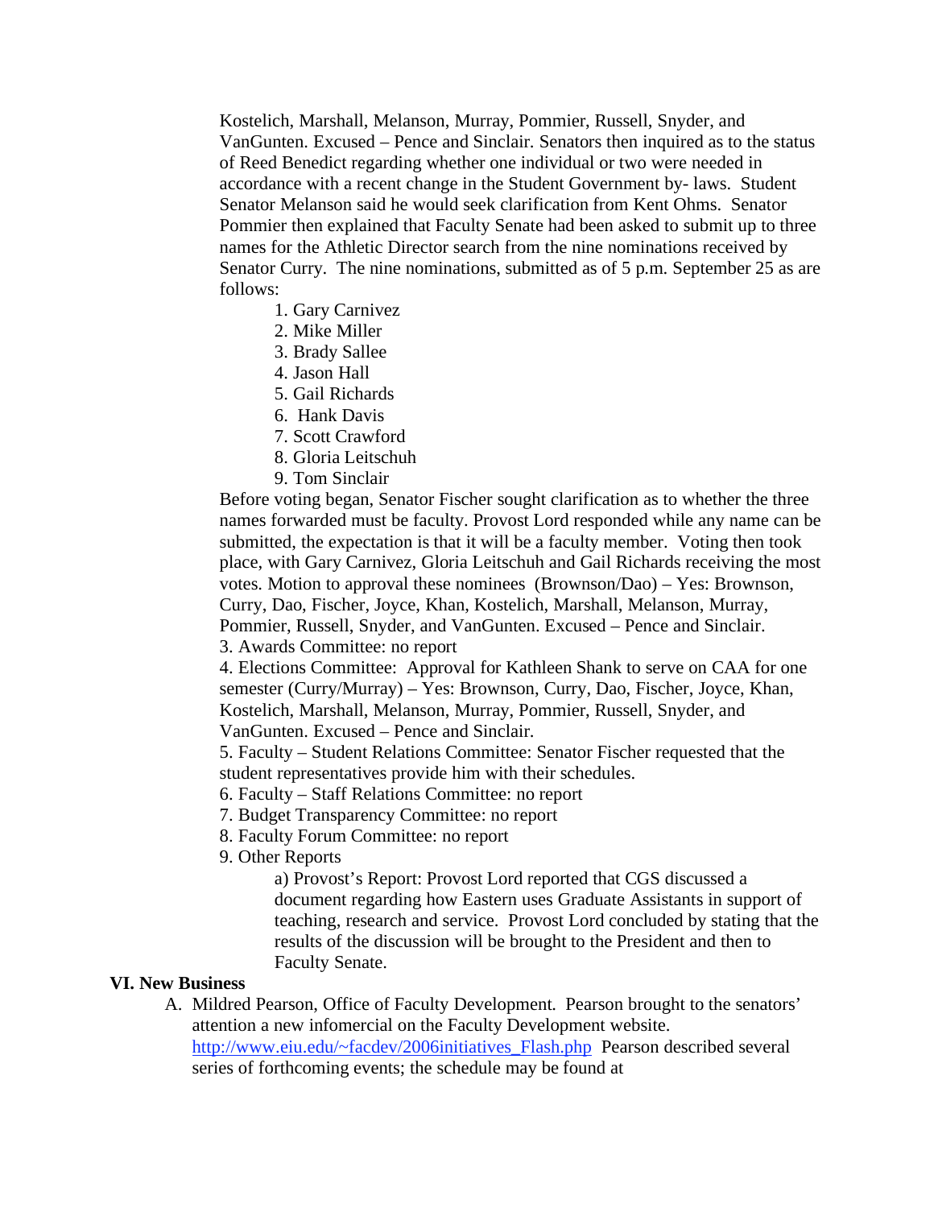Kostelich, Marshall, Melanson, Murray, Pommier, Russell, Snyder, and VanGunten. Excused – Pence and Sinclair. Senators then inquired as to the status of Reed Benedict regarding whether one individual or two were needed in accordance with a recent change in the Student Government by- laws. Student Senator Melanson said he would seek clarification from Kent Ohms. Senator Pommier then explained that Faculty Senate had been asked to submit up to three names for the Athletic Director search from the nine nominations received by Senator Curry. The nine nominations, submitted as of 5 p.m. September 25 as are follows:

1. Gary Carnivez
2. Mike Miller
3. Brady Sallee
4. Jason Hall
5. Gail Richards
6. Hank Davis
7. Scott Crawford
8. Gloria Leitschuh
9. Tom Sinclair

Before voting began, Senator Fischer sought clarification as to whether the three names forwarded must be faculty. Provost Lord responded while any name can be submitted, the expectation is that it will be a faculty member. Voting then took place, with Gary Carnivez, Gloria Leitschuh and Gail Richards receiving the most votes. Motion to approval these nominees (Brownson/Dao) – Yes: Brownson, Curry, Dao, Fischer, Joyce, Khan, Kostelich, Marshall, Melanson, Murray, Pommier, Russell, Snyder, and VanGunten. Excused – Pence and Sinclair.

3. Awards Committee: no report
4. Elections Committee: Approval for Kathleen Shank to serve on CAA for one semester (Curry/Murray) – Yes: Brownson, Curry, Dao, Fischer, Joyce, Khan, Kostelich, Marshall, Melanson, Murray, Pommier, Russell, Snyder, and VanGunten. Excused – Pence and Sinclair.
5. Faculty – Student Relations Committee: Senator Fischer requested that the student representatives provide him with their schedules.
6. Faculty – Staff Relations Committee: no report
7. Budget Transparency Committee: no report
8. Faculty Forum Committee: no report
9. Other Reports
   a) Provost's Report: Provost Lord reported that CGS discussed a document regarding how Eastern uses Graduate Assistants in support of teaching, research and service. Provost Lord concluded by stating that the results of the discussion will be brought to the President and then to Faculty Senate.

**VI. New Business**

A. Mildred Pearson, Office of Faculty Development. Pearson brought to the senators' attention a new infomercial on the Faculty Development website. http://www.eiu.edu/~facdev/2006initiatives_Flash.php Pearson described several series of forthcoming events; the schedule may be found at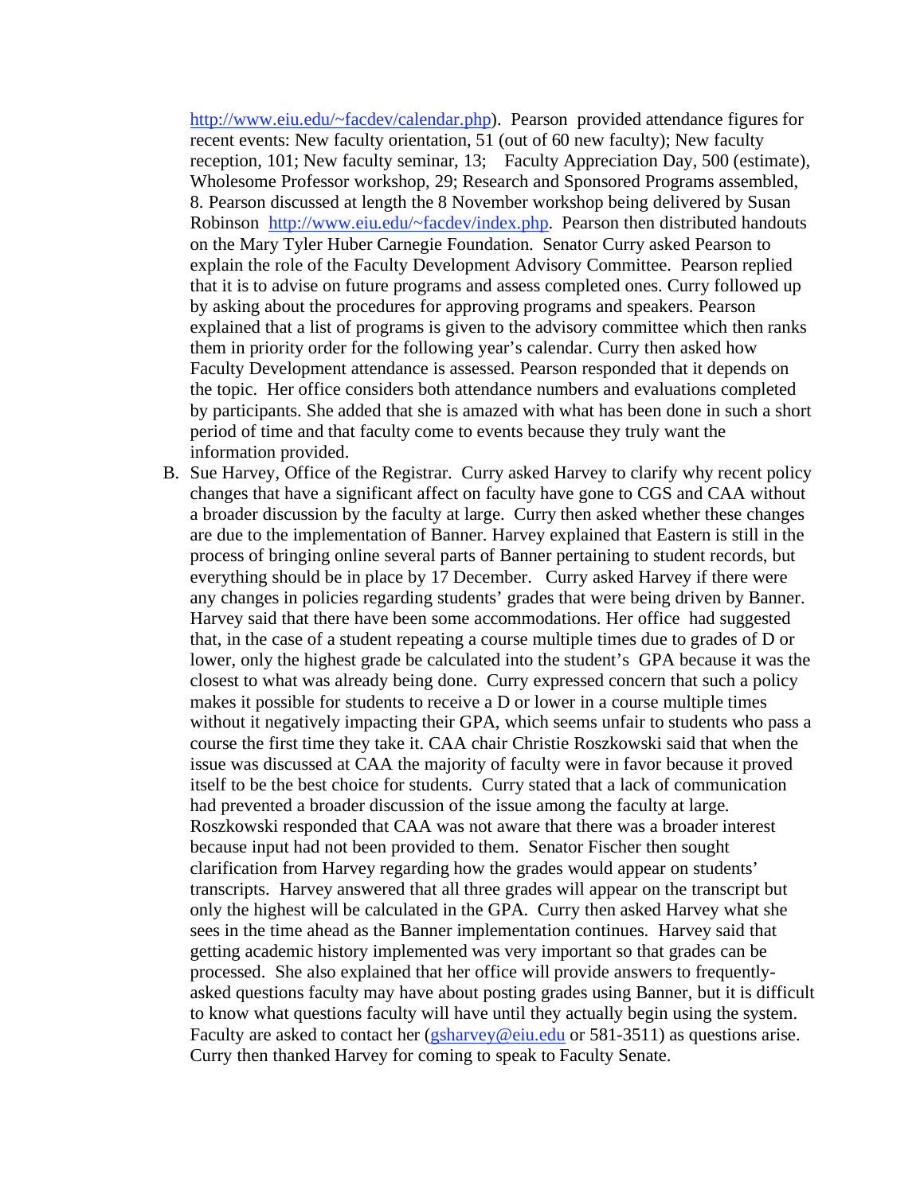http://www.eiu.edu/~facdev/calendar.php). Pearson provided attendance figures for recent events: New faculty orientation, 51 (out of 60 new faculty); New faculty reception, 101; New faculty seminar, 13; Faculty Appreciation Day, 500 (estimate), Wholesome Professor workshop, 29; Research and Sponsored Programs assembled, 8. Pearson discussed at length the 8 November workshop being delivered by Susan Robinson http://www.eiu.edu/~facdev/index.php. Pearson then distributed handouts on the Mary Tyler Huber Carnegie Foundation. Senator Curry asked Pearson to explain the role of the Faculty Development Advisory Committee. Pearson replied that it is to advise on future programs and assess completed ones. Curry followed up by asking about the procedures for approving programs and speakers. Pearson explained that a list of programs is given to the advisory committee which then ranks them in priority order for the following year's calendar. Curry then asked how Faculty Development attendance is assessed. Pearson responded that it depends on the topic. Her office considers both attendance numbers and evaluations completed by participants. She added that she is amazed with what has been done in such a short period of time and that faculty come to events because they truly want the information provided.

B. Sue Harvey, Office of the Registrar. Curry asked Harvey to clarify why recent policy changes that have a significant affect on faculty have gone to CGS and CAA without a broader discussion by the faculty at large. Curry then asked whether these changes are due to the implementation of Banner. Harvey explained that Eastern is still in the process of bringing online several parts of Banner pertaining to student records, but everything should be in place by 17 December. Curry asked Harvey if there were any changes in policies regarding students' grades that were being driven by Banner. Harvey said that there have been some accommodations. Her office had suggested that, in the case of a student repeating a course multiple times due to grades of D or lower, only the highest grade be calculated into the student's GPA because it was the closest to what was already being done. Curry expressed concern that such a policy makes it possible for students to receive a D or lower in a course multiple times without it negatively impacting their GPA, which seems unfair to students who pass a course the first time they take it. CAA chair Christie Roszkowski said that when the issue was discussed at CAA the majority of faculty were in favor because it proved itself to be the best choice for students. Curry stated that a lack of communication had prevented a broader discussion of the issue among the faculty at large. Roszkowski responded that CAA was not aware that there was a broader interest because input had not been provided to them. Senator Fischer then sought clarification from Harvey regarding how the grades would appear on students' transcripts. Harvey answered that all three grades will appear on the transcript but only the highest will be calculated in the GPA. Curry then asked Harvey what she sees in the time ahead as the Banner implementation continues. Harvey said that getting academic history implemented was very important so that grades can be processed. She also explained that her office will provide answers to frequently-asked questions faculty may have about posting grades using Banner, but it is difficult to know what questions faculty will have until they actually begin using the system. Faculty are asked to contact her (gsharvey@eiu.edu or 581-3511) as questions arise. Curry then thanked Harvey for coming to speak to Faculty Senate.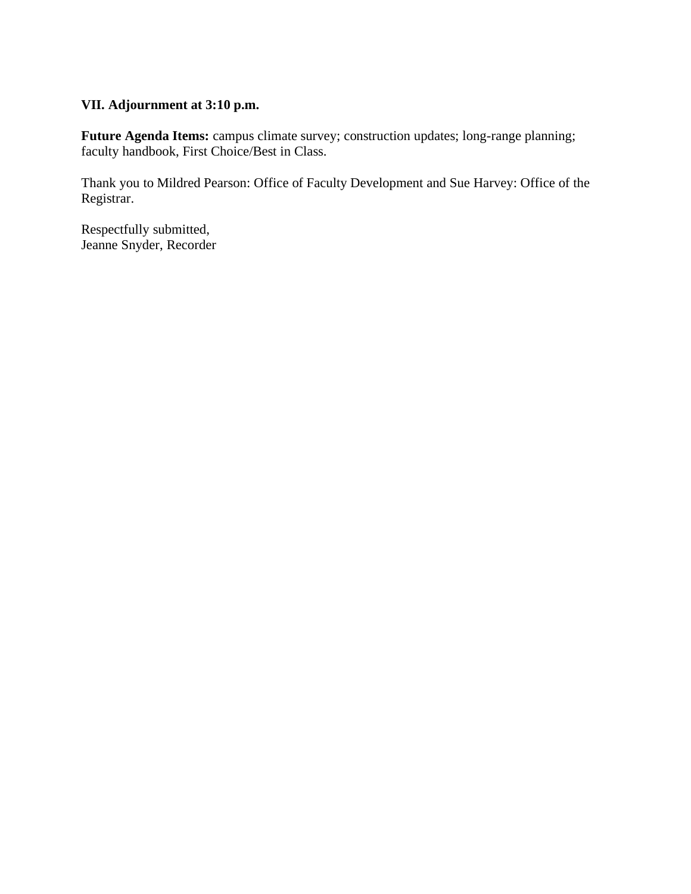**VII. Adjournment at 3:10 p.m.**

**Future Agenda Items:** campus climate survey; construction updates; long-range planning; faculty handbook, First Choice/Best in Class.

Thank you to Mildred Pearson: Office of Faculty Development and Sue Harvey: Office of the Registrar.

Respectfully submitted,
Jeanne Snyder, Recorder